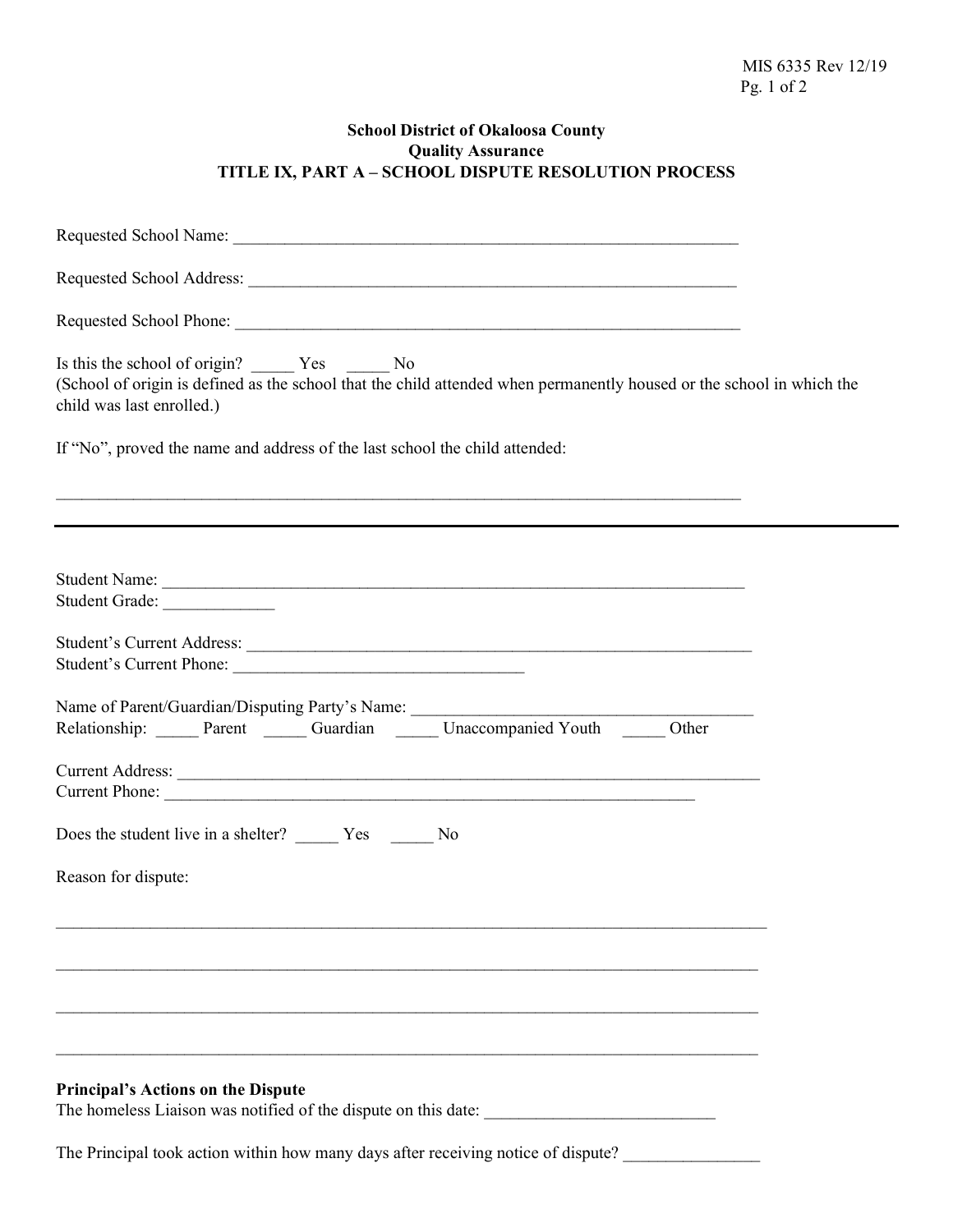MIS 6335 Rev 12/19

**School District of Okaloosa County**
**Quality Assurance**
**TITLE IX, PART A – SCHOOL DISPUTE RESOLUTION PROCESS**

Requested School Name: ______________________________________________________________

Requested School Address: ____________________________________________________________

Requested School Phone: ______________________________________________________________

Is this the school of origin? _____ Yes _____ No
(School of origin is defined as the school that the child attended when permanently housed or the school in which the child was last enrolled.)

If "No", proved the name and address of the last school the child attended:

____________________________________________________________________________________

---

Student Name: ______________________________________________________________________
Student Grade: _____________

Student's Current Address: ______________________________________________________________
Student's Current Phone: ___________________________________

Name of Parent/Guardian/Disputing Party's Name: ________________________________________
Relationship: _____ Parent _____ Guardian _____ Unaccompanied Youth _____ Other

Current Address: _____________________________________________________________________
Current Phone: _______________________________________________________________

Does the student live in a shelter? _____ Yes _____ No

Reason for dispute:

____________________________________________________________________________________

____________________________________________________________________________________

____________________________________________________________________________________

____________________________________________________________________________________

**Principal's Actions on the Dispute**
The homeless Liaison was notified of the dispute on this date: ___________________________

The Principal took action within how many days after receiving notice of dispute? ________________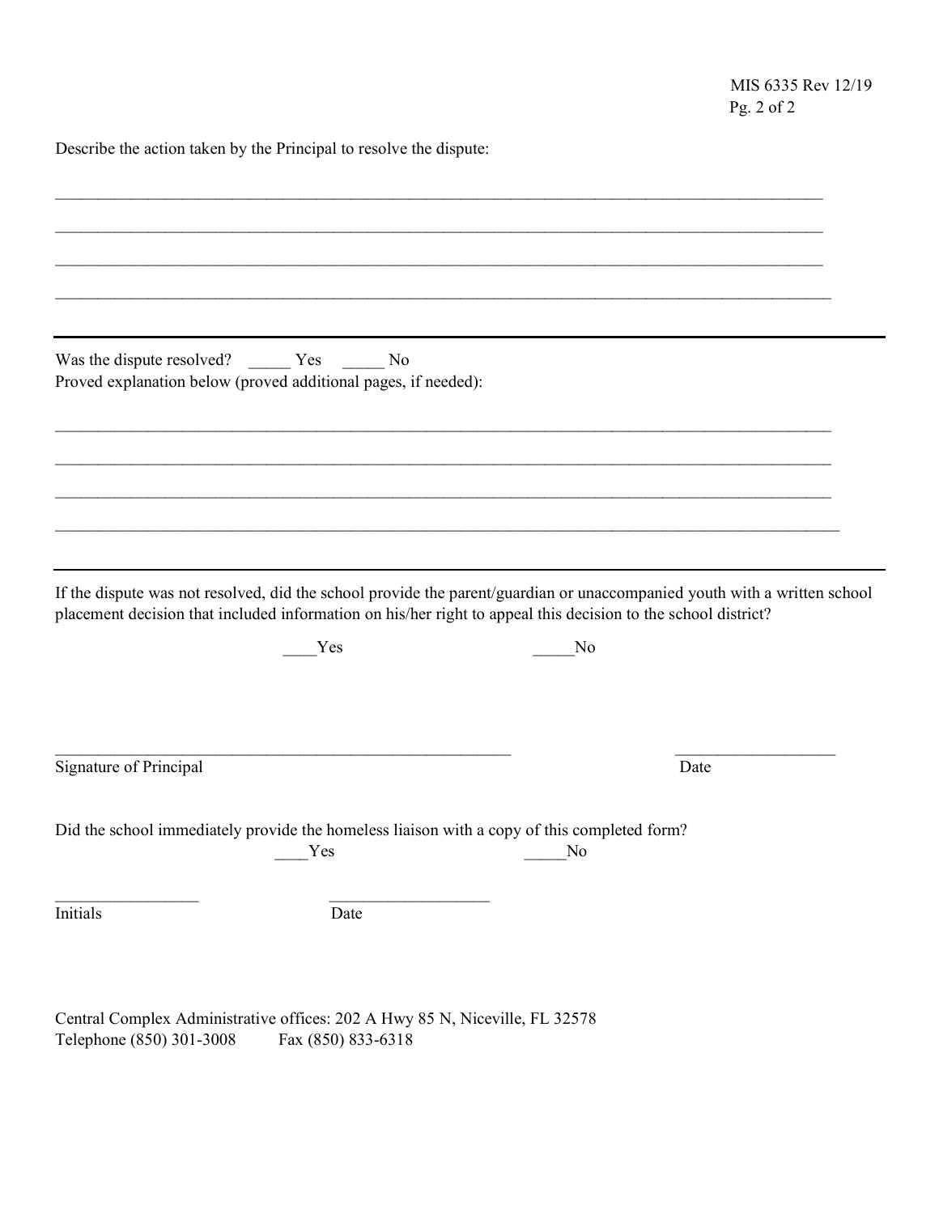Describe the action taken by the Principal to resolve the dispute:

_______________________________________________________________________________________________

_______________________________________________________________________________________________

_______________________________________________________________________________________________

_______________________________________________________________________________________________

---

Was the dispute resolved? _____ Yes _____ No

Proved explanation below (proved additional pages, if needed):

_______________________________________________________________________________________________

_______________________________________________________________________________________________

_______________________________________________________________________________________________

_______________________________________________________________________________________________

---

If the dispute was not resolved, did the school provide the parent/guardian or unaccompanied youth with a written school placement decision that included information on his/her right to appeal this decision to the school district?

____Yes _____No

________________________________________________________ ____________________

Signature of Principal Date

Did the school immediately provide the homeless liaison with a copy of this completed form?

____Yes _____No

_________________ ___________________

Initials Date

Central Complex Administrative offices: 202 A Hwy 85 N, Niceville, FL 32578

Telephone (850) 301-3008 Fax (850) 833-6318